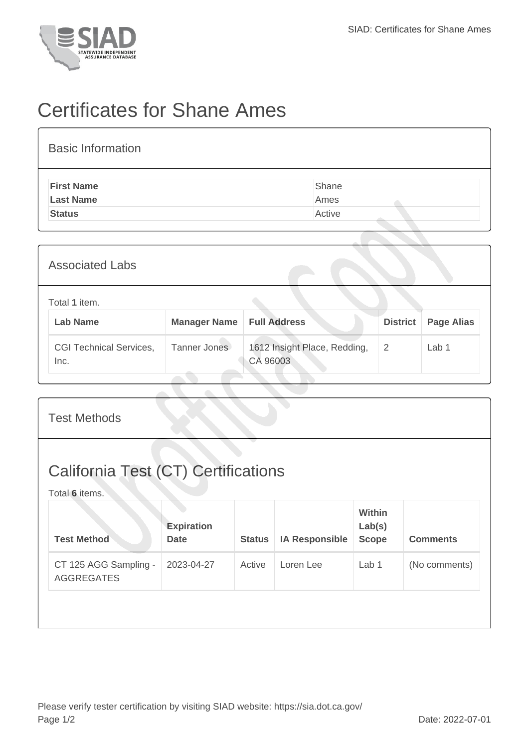# Certificates for Shane Ames

## Basic Information

| | |
|---|---|
| **First Name** | Shane |
| **Last Name** | Ames |
| **Status** | Active |

## Associated Labs

Total **1** item.

| Lab Name | Manager Name | Full Address | District | Page Alias |
|---|---|---|---|---|
| CGI Technical Services, Inc. | Tanner Jones | 1612 Insight Place, Redding, CA 96003 | 2 | Lab 1 |

## Test Methods

## California Test (CT) Certifications

Total **6** items.

| Test Method | Expiration Date | Status | IA Responsible | Within Lab(s) Scope | Comments |
|---|---|---|---|---|---|
| CT 125 AGG Sampling - AGGREGATES | 2023-04-27 | Active | Loren Lee | Lab 1 | (No comments) |

Please verify tester certification by visiting SIAD website: https://sia.dot.ca.gov/

Date: 2022-07-01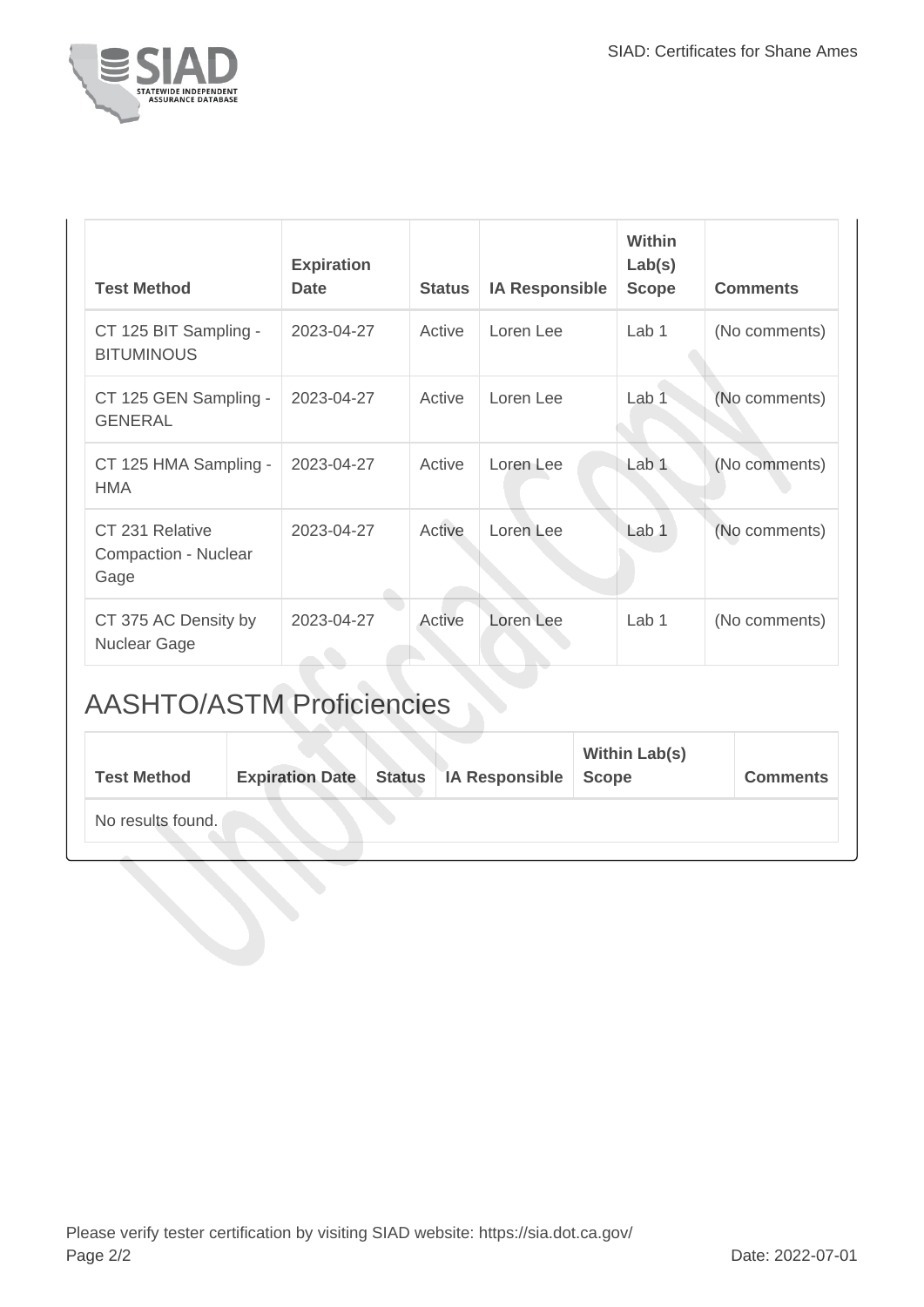| Test Method | Expiration Date | Status | IA Responsible | Within Lab(s) Scope | Comments |
|---|---|---|---|---|---|
| CT 125 BIT Sampling - BITUMINOUS | 2023-04-27 | Active | Loren Lee | Lab 1 | (No comments) |
| CT 125 GEN Sampling - GENERAL | 2023-04-27 | Active | Loren Lee | Lab 1 | (No comments) |
| CT 125 HMA Sampling - HMA | 2023-04-27 | Active | Loren Lee | Lab 1 | (No comments) |
| CT 231 Relative Compaction - Nuclear Gage | 2023-04-27 | Active | Loren Lee | Lab 1 | (No comments) |
| CT 375 AC Density by Nuclear Gage | 2023-04-27 | Active | Loren Lee | Lab 1 | (No comments) |

## AASHTO/ASTM Proficiencies

| Test Method | Expiration Date | Status | IA Responsible | Within Lab(s) Scope | Comments |
|---|---|---|---|---|---|
| No results found. | | | | | |

Please verify tester certification by visiting SIAD website: https://sia.dot.ca.gov/

Date: 2022-07-01